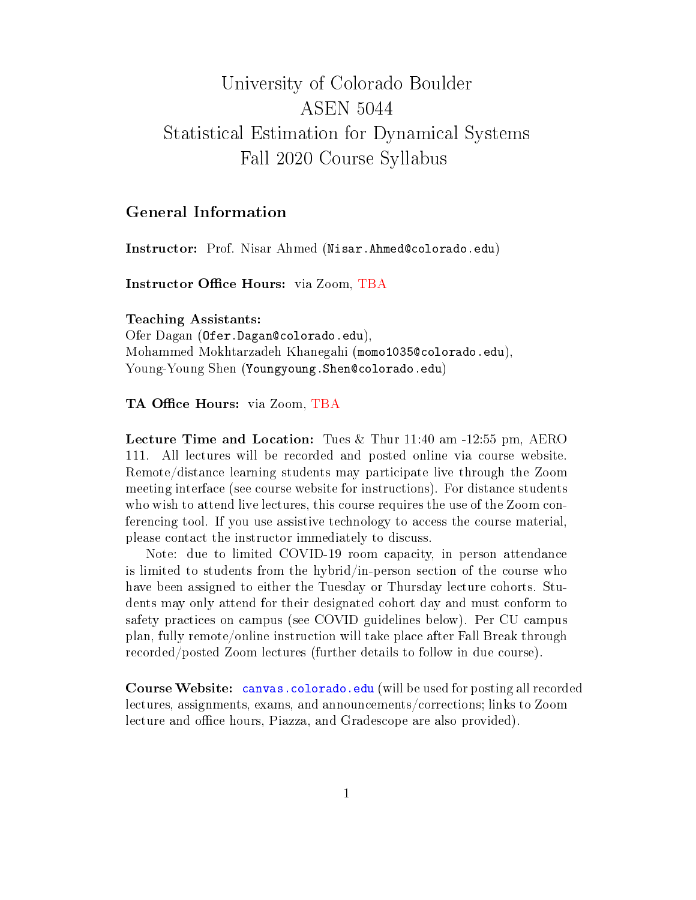# University of Colorado Boulder
# ASEN 5044
# Statistical Estimation for Dynamical Systems
# Fall 2020 Course Syllabus

## General Information

**Instructor:** Prof. Nisar Ahmed (`Nisar.Ahmed@colorado.edu`)

**Instructor Office Hours:** via Zoom, TBA

**Teaching Assistants:**
Ofer Dagan (`Ofer.Dagan@colorado.edu`),
Mohammed Mokhtarzadeh Khanegahi (`momo1035@colorado.edu`),
Young-Young Shen (`Youngyoung.Shen@colorado.edu`)

**TA Office Hours:** via Zoom, TBA

**Lecture Time and Location:** Tues & Thur 11:40 am -12:55 pm, AERO 111. All lectures will be recorded and posted online via course website. Remote/distance learning students may participate live through the Zoom meeting interface (see course website for instructions). For distance students who wish to attend live lectures, this course requires the use of the Zoom conferencing tool. If you use assistive technology to access the course material, please contact the instructor immediately to discuss.

Note: due to limited COVID-19 room capacity, in person attendance is limited to students from the hybrid/in-person section of the course who have been assigned to either the Tuesday or Thursday lecture cohorts. Students may only attend for their designated cohort day and must conform to safety practices on campus (see COVID guidelines below). Per CU campus plan, fully remote/online instruction will take place after Fall Break through recorded/posted Zoom lectures (further details to follow in due course).

**Course Website:** canvas.colorado.edu (will be used for posting all recorded lectures, assignments, exams, and announcements/corrections; links to Zoom lecture and office hours, Piazza, and Gradescope are also provided).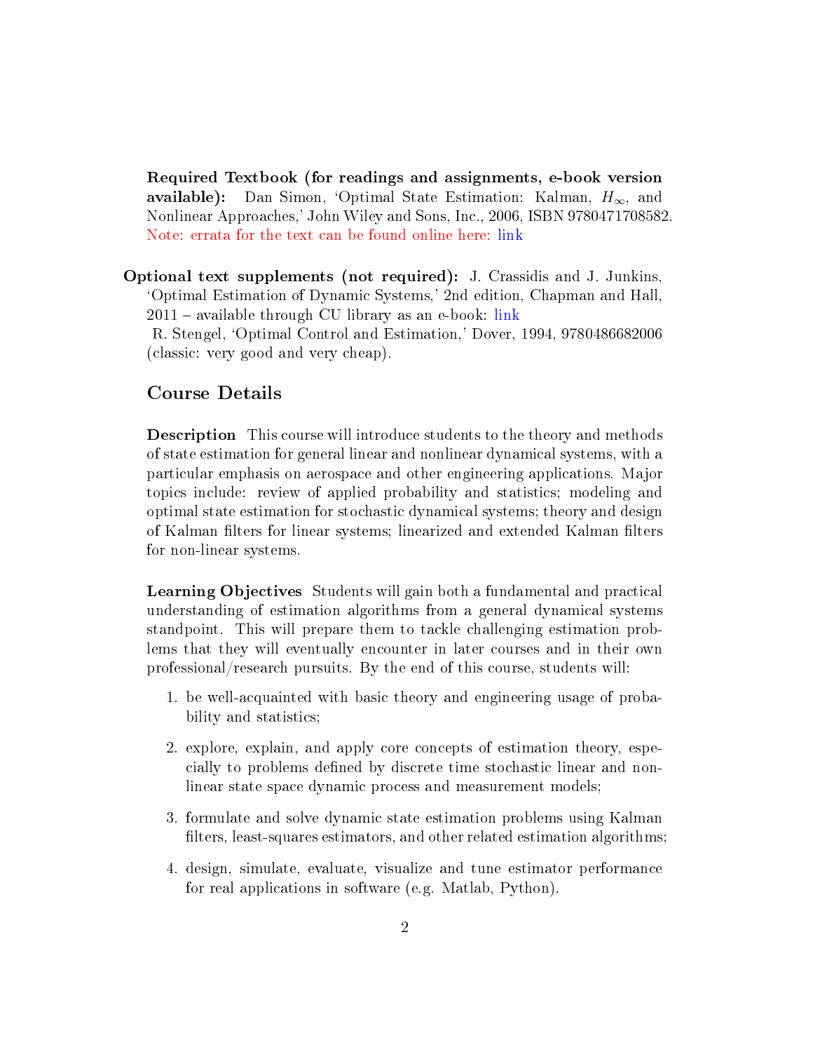**Required Textbook (for readings and assignments, e-book version available):** Dan Simon, 'Optimal State Estimation: Kalman, $H_\infty$, and Nonlinear Approaches,' John Wiley and Sons, Inc., 2006, ISBN 9780471708582. Note: errata for the text can be found online here: link

**Optional text supplements (not required):** J. Crassidis and J. Junkins, 'Optimal Estimation of Dynamic Systems,' 2nd edition, Chapman and Hall, 2011 – available through CU library as an e-book: link
R. Stengel, 'Optimal Control and Estimation,' Dover, 1994, 9780486682006 (classic: very good and very cheap).

## Course Details

**Description** This course will introduce students to the theory and methods of state estimation for general linear and nonlinear dynamical systems, with a particular emphasis on aerospace and other engineering applications. Major topics include: review of applied probability and statistics; modeling and optimal state estimation for stochastic dynamical systems; theory and design of Kalman filters for linear systems; linearized and extended Kalman filters for non-linear systems.

**Learning Objectives** Students will gain both a fundamental and practical understanding of estimation algorithms from a general dynamical systems standpoint. This will prepare them to tackle challenging estimation problems that they will eventually encounter in later courses and in their own professional/research pursuits. By the end of this course, students will:

1. be well-acquainted with basic theory and engineering usage of probability and statistics;
2. explore, explain, and apply core concepts of estimation theory, especially to problems defined by discrete time stochastic linear and nonlinear state space dynamic process and measurement models;
3. formulate and solve dynamic state estimation problems using Kalman filters, least-squares estimators, and other related estimation algorithms;
4. design, simulate, evaluate, visualize and tune estimator performance for real applications in software (e.g. Matlab, Python).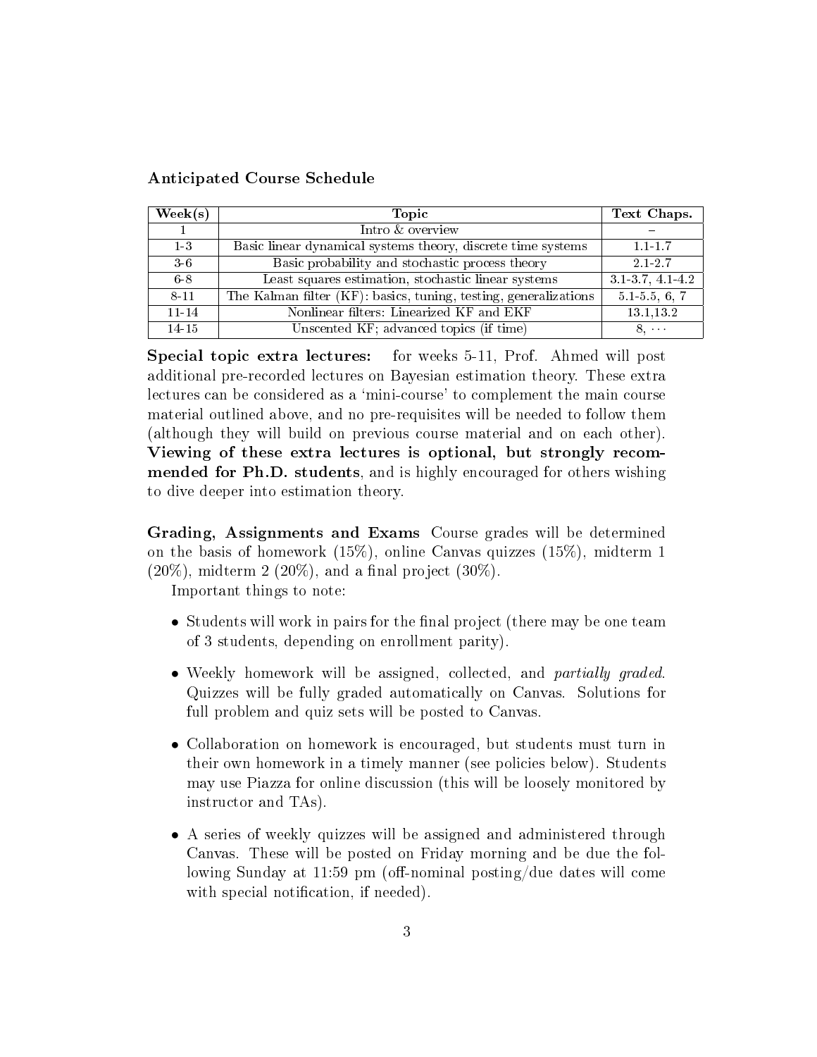**Anticipated Course Schedule**

| Week(s) | Topic | Text Chaps. |
|---|---|---|
| 1 | Intro & overview | – |
| 1-3 | Basic linear dynamical systems theory, discrete time systems | 1.1-1.7 |
| 3-6 | Basic probability and stochastic process theory | 2.1-2.7 |
| 6-8 | Least squares estimation, stochastic linear systems | 3.1-3.7, 4.1-4.2 |
| 8-11 | The Kalman filter (KF): basics, tuning, testing, generalizations | 5.1-5.5, 6, 7 |
| 11-14 | Nonlinear filters: Linearized KF and EKF | 13.1,13.2 |
| 14-15 | Unscented KF; advanced topics (if time) | 8, $\cdots$ |

**Special topic extra lectures:** for weeks 5-11, Prof. Ahmed will post additional pre-recorded lectures on Bayesian estimation theory. These extra lectures can be considered as a 'mini-course' to complement the main course material outlined above, and no pre-requisites will be needed to follow them (although they will build on previous course material and on each other). **Viewing of these extra lectures is optional, but strongly recommended for Ph.D. students**, and is highly encouraged for others wishing to dive deeper into estimation theory.

**Grading, Assignments and Exams** Course grades will be determined on the basis of homework (15%), online Canvas quizzes (15%), midterm 1 (20%), midterm 2 (20%), and a final project (30%).

Important things to note:

- Students will work in pairs for the final project (there may be one team of 3 students, depending on enrollment parity).
- Weekly homework will be assigned, collected, and *partially graded*. Quizzes will be fully graded automatically on Canvas. Solutions for full problem and quiz sets will be posted to Canvas.
- Collaboration on homework is encouraged, but students must turn in their own homework in a timely manner (see policies below). Students may use Piazza for online discussion (this will be loosely monitored by instructor and TAs).
- A series of weekly quizzes will be assigned and administered through Canvas. These will be posted on Friday morning and be due the following Sunday at 11:59 pm (off-nominal posting/due dates will come with special notification, if needed).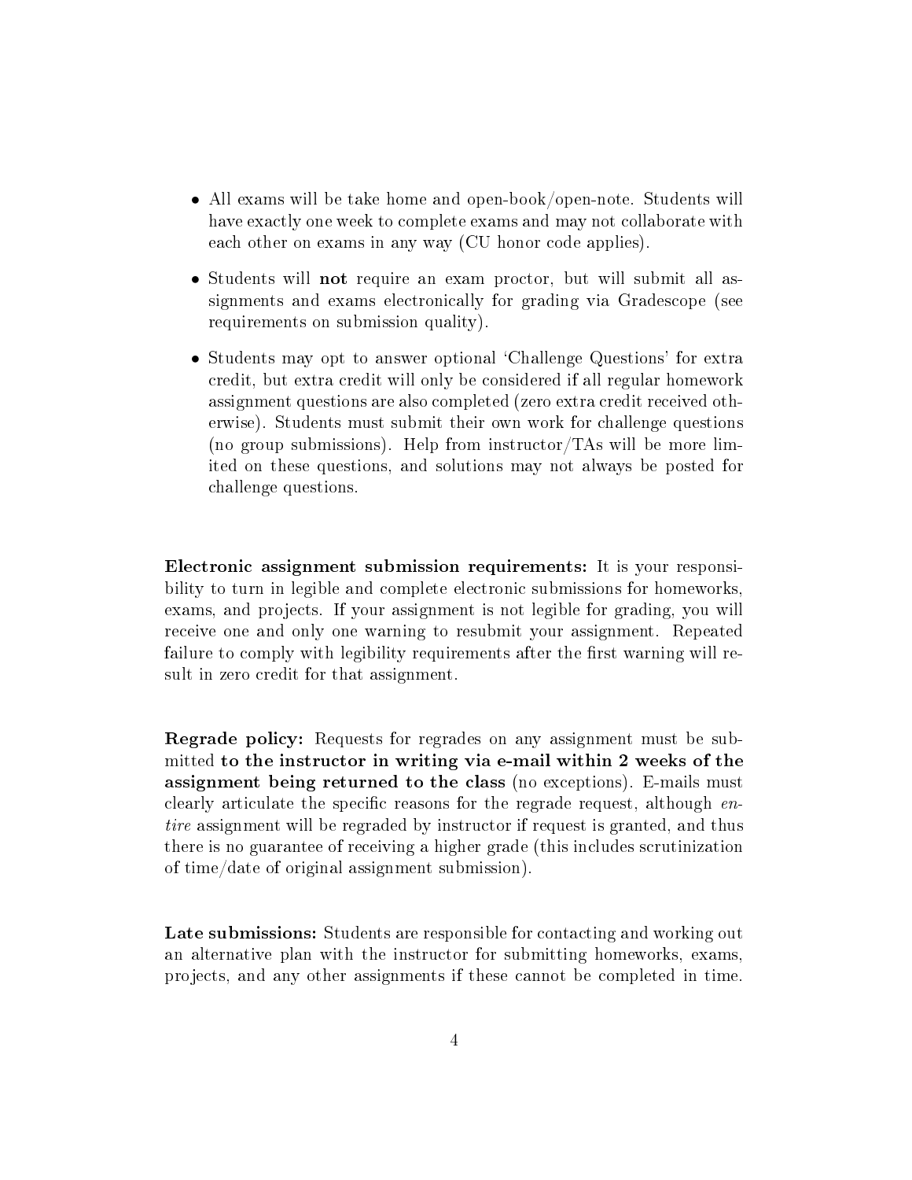- All exams will be take home and open-book/open-note. Students will have exactly one week to complete exams and may not collaborate with each other on exams in any way (CU honor code applies).
- Students will **not** require an exam proctor, but will submit all assignments and exams electronically for grading via Gradescope (see requirements on submission quality).
- Students may opt to answer optional 'Challenge Questions' for extra credit, but extra credit will only be considered if all regular homework assignment questions are also completed (zero extra credit received otherwise). Students must submit their own work for challenge questions (no group submissions). Help from instructor/TAs will be more limited on these questions, and solutions may not always be posted for challenge questions.

**Electronic assignment submission requirements:** It is your responsibility to turn in legible and complete electronic submissions for homeworks, exams, and projects. If your assignment is not legible for grading, you will receive one and only one warning to resubmit your assignment. Repeated failure to comply with legibility requirements after the first warning will result in zero credit for that assignment.

**Regrade policy:** Requests for regrades on any assignment must be submitted **to the instructor in writing via e-mail within 2 weeks of the assignment being returned to the class** (no exceptions). E-mails must clearly articulate the specific reasons for the regrade request, although *entire* assignment will be regraded by instructor if request is granted, and thus there is no guarantee of receiving a higher grade (this includes scrutinization of time/date of original assignment submission).

**Late submissions:** Students are responsible for contacting and working out an alternative plan with the instructor for submitting homeworks, exams, projects, and any other assignments if these cannot be completed in time.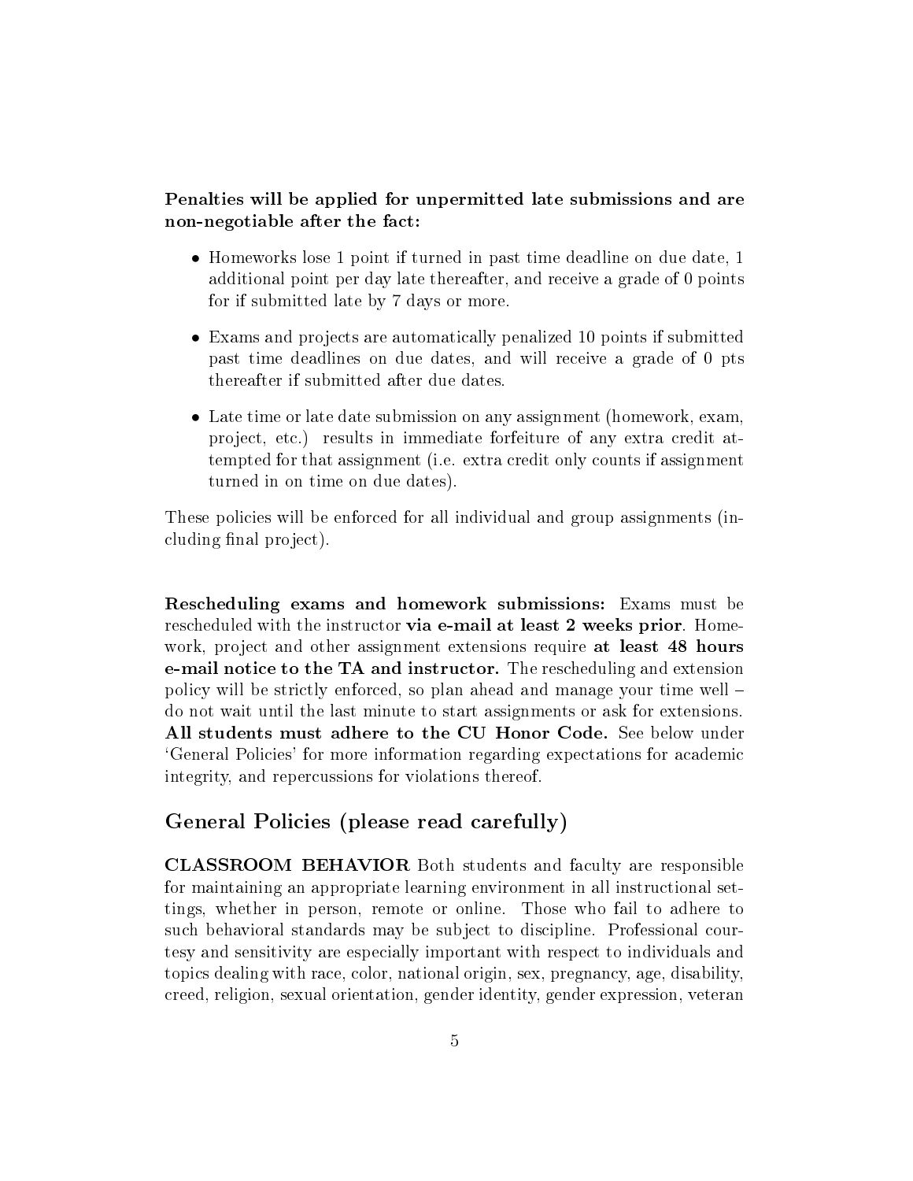**Penalties will be applied for unpermitted late submissions and are non-negotiable after the fact:**

- Homeworks lose 1 point if turned in past time deadline on due date, 1 additional point per day late thereafter, and receive a grade of 0 points for if submitted late by 7 days or more.
- Exams and projects are automatically penalized 10 points if submitted past time deadlines on due dates, and will receive a grade of 0 pts thereafter if submitted after due dates.
- Late time or late date submission on any assignment (homework, exam, project, etc.) results in immediate forfeiture of any extra credit attempted for that assignment (i.e. extra credit only counts if assignment turned in on time on due dates).

These policies will be enforced for all individual and group assignments (including final project).

**Rescheduling exams and homework submissions:** Exams must be rescheduled with the instructor **via e-mail at least 2 weeks prior**. Homework, project and other assignment extensions require **at least 48 hours e-mail notice to the TA and instructor.** The rescheduling and extension policy will be strictly enforced, so plan ahead and manage your time well – do not wait until the last minute to start assignments or ask for extensions. **All students must adhere to the CU Honor Code.** See below under 'General Policies' for more information regarding expectations for academic integrity, and repercussions for violations thereof.

## General Policies (please read carefully)

**CLASSROOM BEHAVIOR** Both students and faculty are responsible for maintaining an appropriate learning environment in all instructional settings, whether in person, remote or online. Those who fail to adhere to such behavioral standards may be subject to discipline. Professional courtesy and sensitivity are especially important with respect to individuals and topics dealing with race, color, national origin, sex, pregnancy, age, disability, creed, religion, sexual orientation, gender identity, gender expression, veteran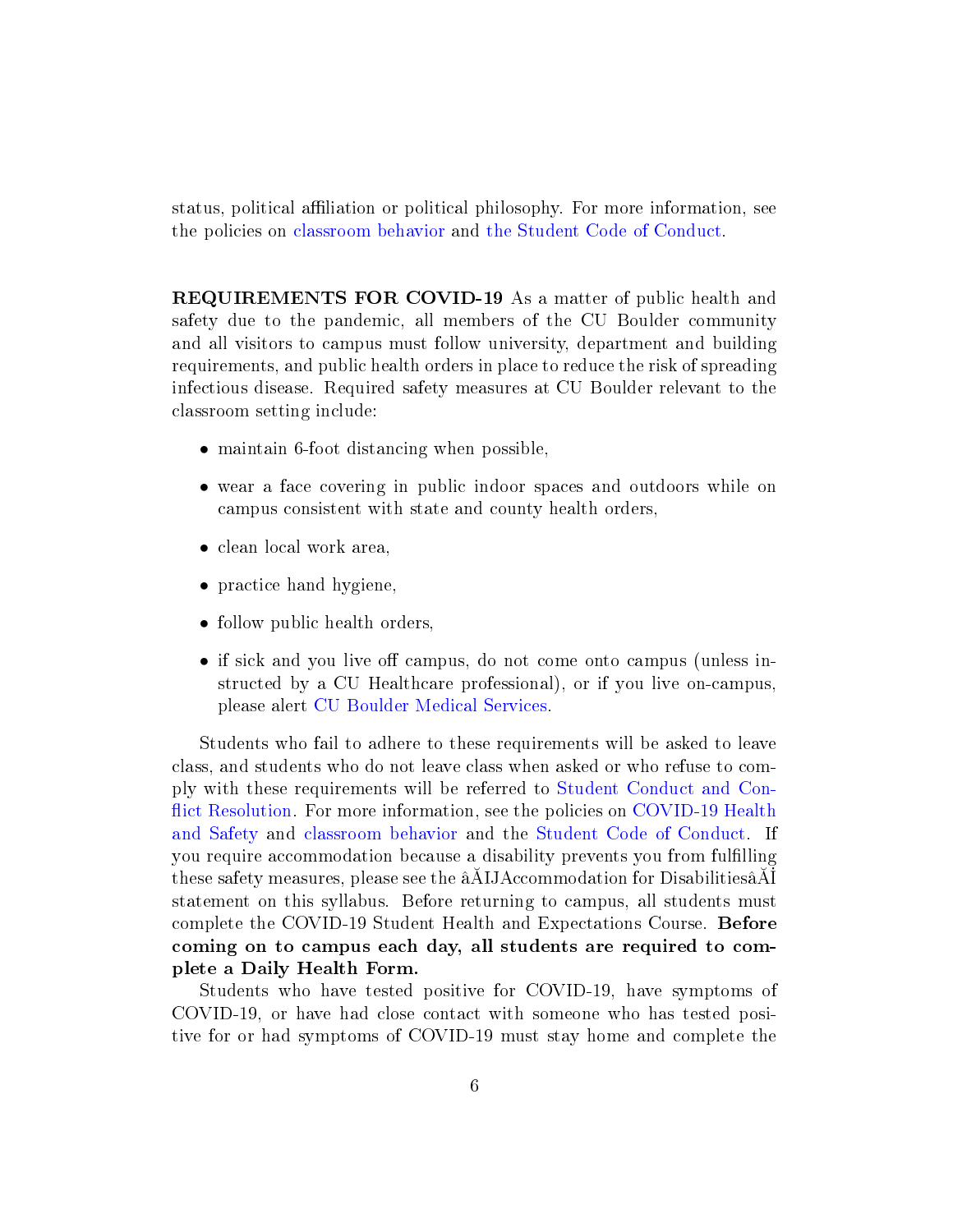status, political affiliation or political philosophy. For more information, see the policies on classroom behavior and the Student Code of Conduct.

**REQUIREMENTS FOR COVID-19** As a matter of public health and safety due to the pandemic, all members of the CU Boulder community and all visitors to campus must follow university, department and building requirements, and public health orders in place to reduce the risk of spreading infectious disease. Required safety measures at CU Boulder relevant to the classroom setting include:

- maintain 6-foot distancing when possible,
- wear a face covering in public indoor spaces and outdoors while on campus consistent with state and county health orders,
- clean local work area,
- practice hand hygiene,
- follow public health orders,
- if sick and you live off campus, do not come onto campus (unless instructed by a CU Healthcare professional), or if you live on-campus, please alert CU Boulder Medical Services.

Students who fail to adhere to these requirements will be asked to leave class, and students who do not leave class when asked or who refuse to comply with these requirements will be referred to Student Conduct and Conflict Resolution. For more information, see the policies on COVID-19 Health and Safety and classroom behavior and the Student Code of Conduct. If you require accommodation because a disability prevents you from fulfilling these safety measures, please see the âĂIJAccommodation for DisabilitiesâĂİ statement on this syllabus. Before returning to campus, all students must complete the COVID-19 Student Health and Expectations Course. **Before coming on to campus each day, all students are required to complete a Daily Health Form.**

Students who have tested positive for COVID-19, have symptoms of COVID-19, or have had close contact with someone who has tested positive for or had symptoms of COVID-19 must stay home and complete the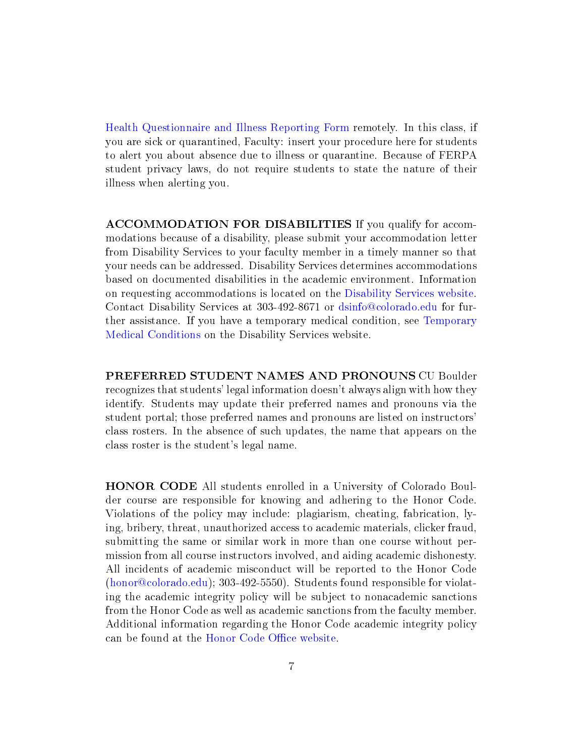Health Questionnaire and Illness Reporting Form remotely. In this class, if you are sick or quarantined, Faculty: insert your procedure here for students to alert you about absence due to illness or quarantine. Because of FERPA student privacy laws, do not require students to state the nature of their illness when alerting you.

**ACCOMMODATION FOR DISABILITIES** If you qualify for accommodations because of a disability, please submit your accommodation letter from Disability Services to your faculty member in a timely manner so that your needs can be addressed. Disability Services determines accommodations based on documented disabilities in the academic environment. Information on requesting accommodations is located on the Disability Services website. Contact Disability Services at 303-492-8671 or dsinfo@colorado.edu for further assistance. If you have a temporary medical condition, see Temporary Medical Conditions on the Disability Services website.

**PREFERRED STUDENT NAMES AND PRONOUNS** CU Boulder recognizes that students' legal information doesn't always align with how they identify. Students may update their preferred names and pronouns via the student portal; those preferred names and pronouns are listed on instructors' class rosters. In the absence of such updates, the name that appears on the class roster is the student's legal name.

**HONOR CODE** All students enrolled in a University of Colorado Boulder course are responsible for knowing and adhering to the Honor Code. Violations of the policy may include: plagiarism, cheating, fabrication, lying, bribery, threat, unauthorized access to academic materials, clicker fraud, submitting the same or similar work in more than one course without permission from all course instructors involved, and aiding academic dishonesty. All incidents of academic misconduct will be reported to the Honor Code (honor@colorado.edu); 303-492-5550). Students found responsible for violating the academic integrity policy will be subject to nonacademic sanctions from the Honor Code as well as academic sanctions from the faculty member. Additional information regarding the Honor Code academic integrity policy can be found at the Honor Code Office website.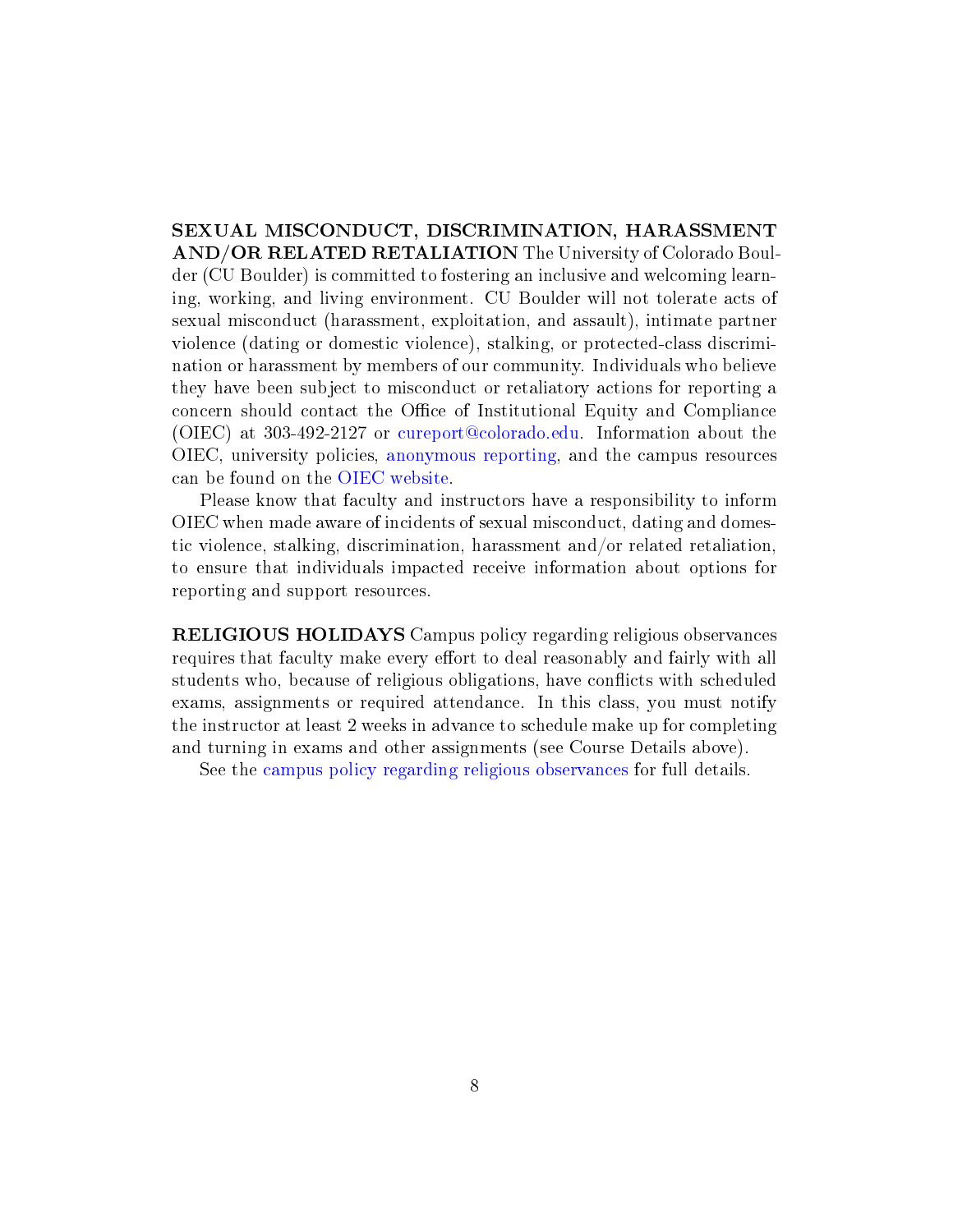**SEXUAL MISCONDUCT, DISCRIMINATION, HARASSMENT AND/OR RELATED RETALIATION** The University of Colorado Boulder (CU Boulder) is committed to fostering an inclusive and welcoming learning, working, and living environment. CU Boulder will not tolerate acts of sexual misconduct (harassment, exploitation, and assault), intimate partner violence (dating or domestic violence), stalking, or protected-class discrimination or harassment by members of our community. Individuals who believe they have been subject to misconduct or retaliatory actions for reporting a concern should contact the Office of Institutional Equity and Compliance (OIEC) at 303-492-2127 or cureport@colorado.edu. Information about the OIEC, university policies, anonymous reporting, and the campus resources can be found on the OIEC website.

Please know that faculty and instructors have a responsibility to inform OIEC when made aware of incidents of sexual misconduct, dating and domestic violence, stalking, discrimination, harassment and/or related retaliation, to ensure that individuals impacted receive information about options for reporting and support resources.

**RELIGIOUS HOLIDAYS** Campus policy regarding religious observances requires that faculty make every effort to deal reasonably and fairly with all students who, because of religious obligations, have conflicts with scheduled exams, assignments or required attendance. In this class, you must notify the instructor at least 2 weeks in advance to schedule make up for completing and turning in exams and other assignments (see Course Details above).

See the campus policy regarding religious observances for full details.